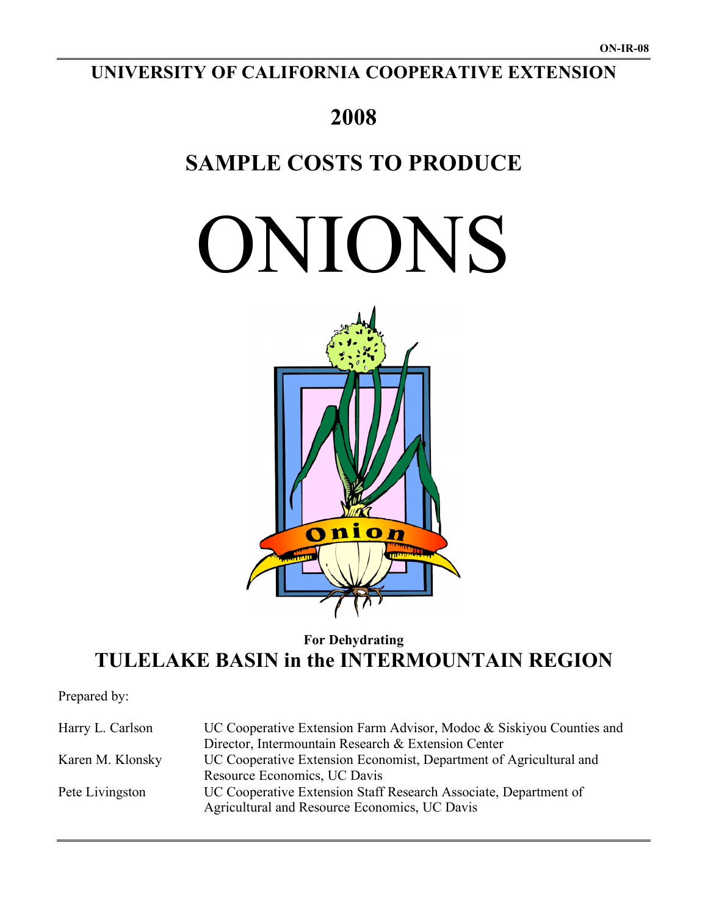ON-IR-08

# UNIVERSITY OF CALIFORNIA COOPERATIVE EXTENSION

# 2008

# SAMPLE COSTS TO PRODUCE

# ONIONS

**For Dehydrating**

## TULELAKE BASIN in the INTERMOUNTAIN REGION

Prepared by:

| | |
|---|---|
| Harry L. Carlson | UC Cooperative Extension Farm Advisor, Modoc & Siskiyou Counties and Director, Intermountain Research & Extension Center |
| Karen M. Klonsky | UC Cooperative Extension Economist, Department of Agricultural and Resource Economics, UC Davis |
| Pete Livingston | UC Cooperative Extension Staff Research Associate, Department of Agricultural and Resource Economics, UC Davis |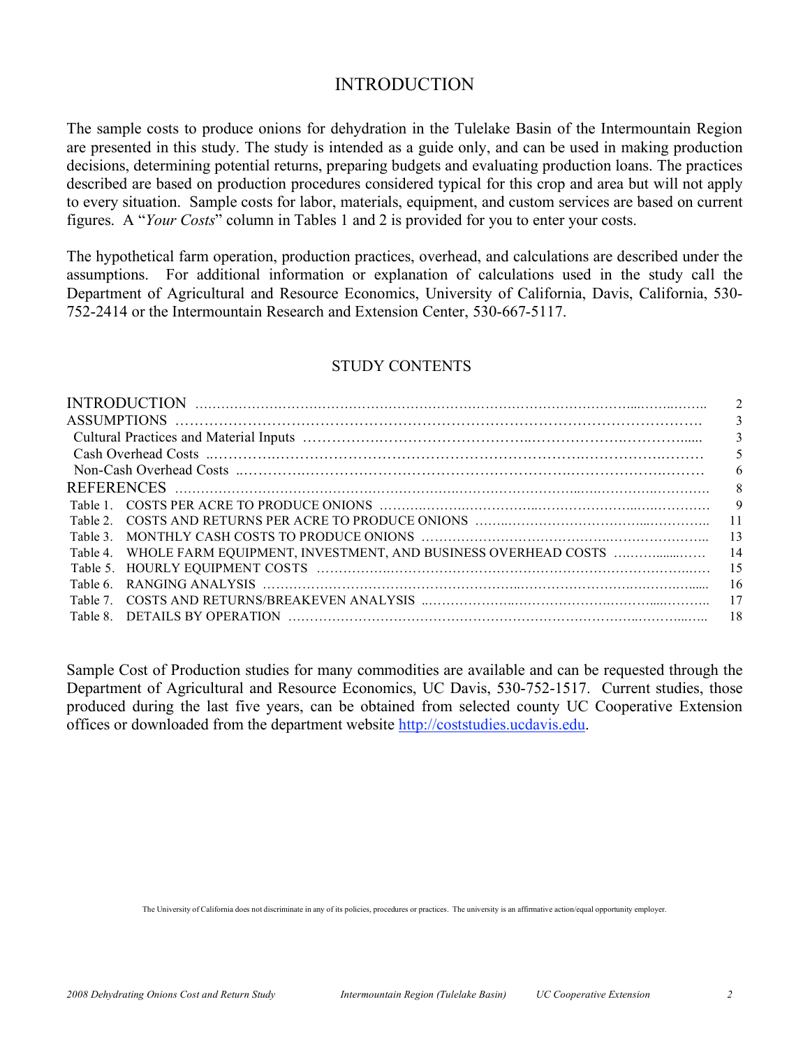# INTRODUCTION

The sample costs to produce onions for dehydration in the Tulelake Basin of the Intermountain Region are presented in this study. The study is intended as a guide only, and can be used in making production decisions, determining potential returns, preparing budgets and evaluating production loans. The practices described are based on production procedures considered typical for this crop and area but will not apply to every situation. Sample costs for labor, materials, equipment, and custom services are based on current figures. A "*Your Costs*" column in Tables 1 and 2 is provided for you to enter your costs.

The hypothetical farm operation, production practices, overhead, and calculations are described under the assumptions. For additional information or explanation of calculations used in the study call the Department of Agricultural and Resource Economics, University of California, Davis, California, 530-752-2414 or the Intermountain Research and Extension Center, 530-667-5117.

## STUDY CONTENTS

| | |
|---|---|
| INTRODUCTION | 2 |
| ASSUMPTIONS | 3 |
| Cultural Practices and Material Inputs | 3 |
| Cash Overhead Costs | 5 |
| Non-Cash Overhead Costs | 6 |
| REFERENCES | 8 |
| Table 1. COSTS PER ACRE TO PRODUCE ONIONS | 9 |
| Table 2. COSTS AND RETURNS PER ACRE TO PRODUCE ONIONS | 11 |
| Table 3. MONTHLY CASH COSTS TO PRODUCE ONIONS | 13 |
| Table 4. WHOLE FARM EQUIPMENT, INVESTMENT, AND BUSINESS OVERHEAD COSTS | 14 |
| Table 5. HOURLY EQUIPMENT COSTS | 15 |
| Table 6. RANGING ANALYSIS | 16 |
| Table 7. COSTS AND RETURNS/BREAKEVEN ANALYSIS | 17 |
| Table 8. DETAILS BY OPERATION | 18 |

Sample Cost of Production studies for many commodities are available and can be requested through the Department of Agricultural and Resource Economics, UC Davis, 530-752-1517. Current studies, those produced during the last five years, can be obtained from selected county UC Cooperative Extension offices or downloaded from the department website http://coststudies.ucdavis.edu.

The University of California does not discriminate in any of its policies, procedures or practices. The university is an affirmative action/equal opportunity employer.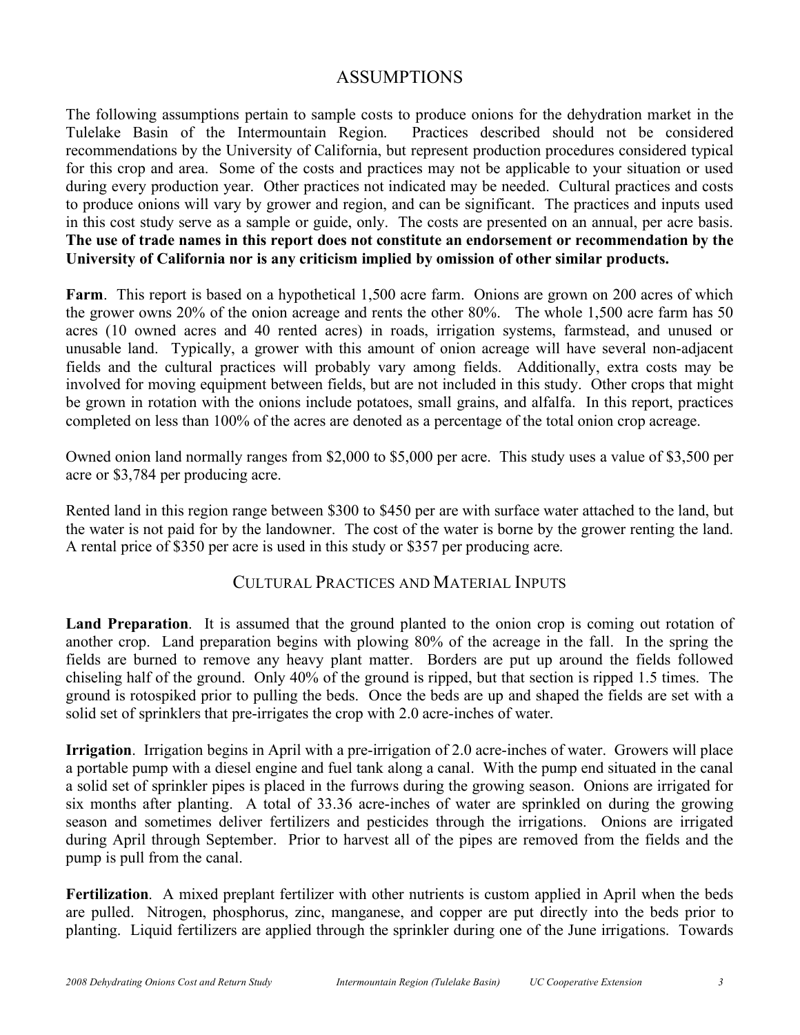# ASSUMPTIONS

The following assumptions pertain to sample costs to produce onions for the dehydration market in the Tulelake Basin of the Intermountain Region. Practices described should not be considered recommendations by the University of California, but represent production procedures considered typical for this crop and area. Some of the costs and practices may not be applicable to your situation or used during every production year. Other practices not indicated may be needed. Cultural practices and costs to produce onions will vary by grower and region, and can be significant. The practices and inputs used in this cost study serve as a sample or guide, only. The costs are presented on an annual, per acre basis. **The use of trade names in this report does not constitute an endorsement or recommendation by the University of California nor is any criticism implied by omission of other similar products.**

**Farm**. This report is based on a hypothetical 1,500 acre farm. Onions are grown on 200 acres of which the grower owns 20% of the onion acreage and rents the other 80%. The whole 1,500 acre farm has 50 acres (10 owned acres and 40 rented acres) in roads, irrigation systems, farmstead, and unused or unusable land. Typically, a grower with this amount of onion acreage will have several non-adjacent fields and the cultural practices will probably vary among fields. Additionally, extra costs may be involved for moving equipment between fields, but are not included in this study. Other crops that might be grown in rotation with the onions include potatoes, small grains, and alfalfa. In this report, practices completed on less than 100% of the acres are denoted as a percentage of the total onion crop acreage.

Owned onion land normally ranges from $2,000 to $5,000 per acre. This study uses a value of $3,500 per acre or $3,784 per producing acre.

Rented land in this region range between $300 to $450 per are with surface water attached to the land, but the water is not paid for by the landowner. The cost of the water is borne by the grower renting the land. A rental price of $350 per acre is used in this study or $357 per producing acre.

## CULTURAL PRACTICES AND MATERIAL INPUTS

**Land Preparation**. It is assumed that the ground planted to the onion crop is coming out rotation of another crop. Land preparation begins with plowing 80% of the acreage in the fall. In the spring the fields are burned to remove any heavy plant matter. Borders are put up around the fields followed chiseling half of the ground. Only 40% of the ground is ripped, but that section is ripped 1.5 times. The ground is rotospiked prior to pulling the beds. Once the beds are up and shaped the fields are set with a solid set of sprinklers that pre-irrigates the crop with 2.0 acre-inches of water.

**Irrigation**. Irrigation begins in April with a pre-irrigation of 2.0 acre-inches of water. Growers will place a portable pump with a diesel engine and fuel tank along a canal. With the pump end situated in the canal a solid set of sprinkler pipes is placed in the furrows during the growing season. Onions are irrigated for six months after planting. A total of 33.36 acre-inches of water are sprinkled on during the growing season and sometimes deliver fertilizers and pesticides through the irrigations. Onions are irrigated during April through September. Prior to harvest all of the pipes are removed from the fields and the pump is pull from the canal.

**Fertilization**. A mixed preplant fertilizer with other nutrients is custom applied in April when the beds are pulled. Nitrogen, phosphorus, zinc, manganese, and copper are put directly into the beds prior to planting. Liquid fertilizers are applied through the sprinkler during one of the June irrigations. Towards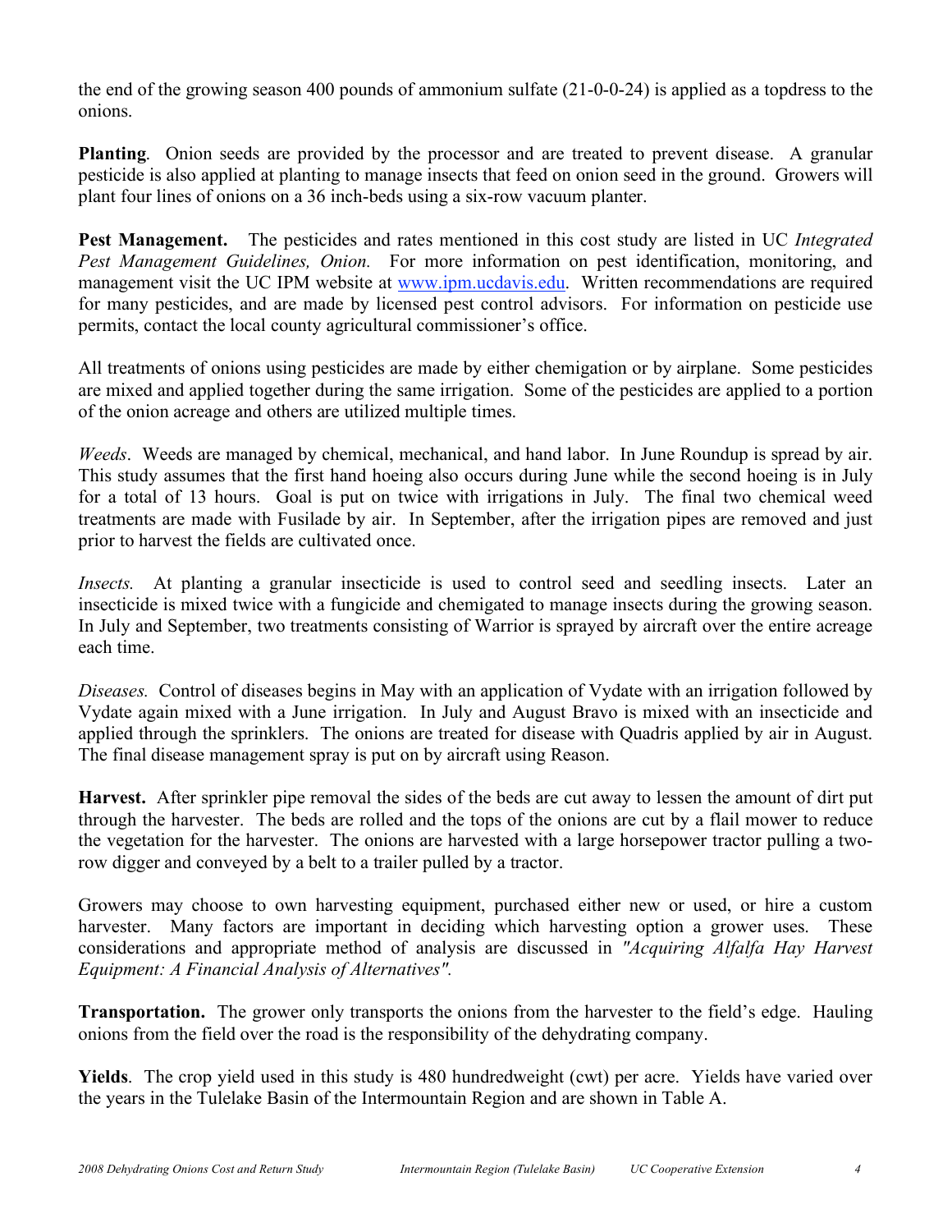the end of the growing season 400 pounds of ammonium sulfate (21-0-0-24) is applied as a topdress to the onions.

**Planting**. Onion seeds are provided by the processor and are treated to prevent disease. A granular pesticide is also applied at planting to manage insects that feed on onion seed in the ground. Growers will plant four lines of onions on a 36 inch-beds using a six-row vacuum planter.

**Pest Management.** The pesticides and rates mentioned in this cost study are listed in UC *Integrated Pest Management Guidelines, Onion.* For more information on pest identification, monitoring, and management visit the UC IPM website at www.ipm.ucdavis.edu. Written recommendations are required for many pesticides, and are made by licensed pest control advisors. For information on pesticide use permits, contact the local county agricultural commissioner's office.

All treatments of onions using pesticides are made by either chemigation or by airplane. Some pesticides are mixed and applied together during the same irrigation. Some of the pesticides are applied to a portion of the onion acreage and others are utilized multiple times.

*Weeds*. Weeds are managed by chemical, mechanical, and hand labor. In June Roundup is spread by air. This study assumes that the first hand hoeing also occurs during June while the second hoeing is in July for a total of 13 hours. Goal is put on twice with irrigations in July. The final two chemical weed treatments are made with Fusilade by air. In September, after the irrigation pipes are removed and just prior to harvest the fields are cultivated once.

*Insects.* At planting a granular insecticide is used to control seed and seedling insects. Later an insecticide is mixed twice with a fungicide and chemigated to manage insects during the growing season. In July and September, two treatments consisting of Warrior is sprayed by aircraft over the entire acreage each time.

*Diseases.* Control of diseases begins in May with an application of Vydate with an irrigation followed by Vydate again mixed with a June irrigation. In July and August Bravo is mixed with an insecticide and applied through the sprinklers. The onions are treated for disease with Quadris applied by air in August. The final disease management spray is put on by aircraft using Reason.

**Harvest.** After sprinkler pipe removal the sides of the beds are cut away to lessen the amount of dirt put through the harvester. The beds are rolled and the tops of the onions are cut by a flail mower to reduce the vegetation for the harvester. The onions are harvested with a large horsepower tractor pulling a two-row digger and conveyed by a belt to a trailer pulled by a tractor.

Growers may choose to own harvesting equipment, purchased either new or used, or hire a custom harvester. Many factors are important in deciding which harvesting option a grower uses. These considerations and appropriate method of analysis are discussed in *"Acquiring Alfalfa Hay Harvest Equipment: A Financial Analysis of Alternatives".*

**Transportation.** The grower only transports the onions from the harvester to the field's edge. Hauling onions from the field over the road is the responsibility of the dehydrating company.

**Yields**. The crop yield used in this study is 480 hundredweight (cwt) per acre. Yields have varied over the years in the Tulelake Basin of the Intermountain Region and are shown in Table A.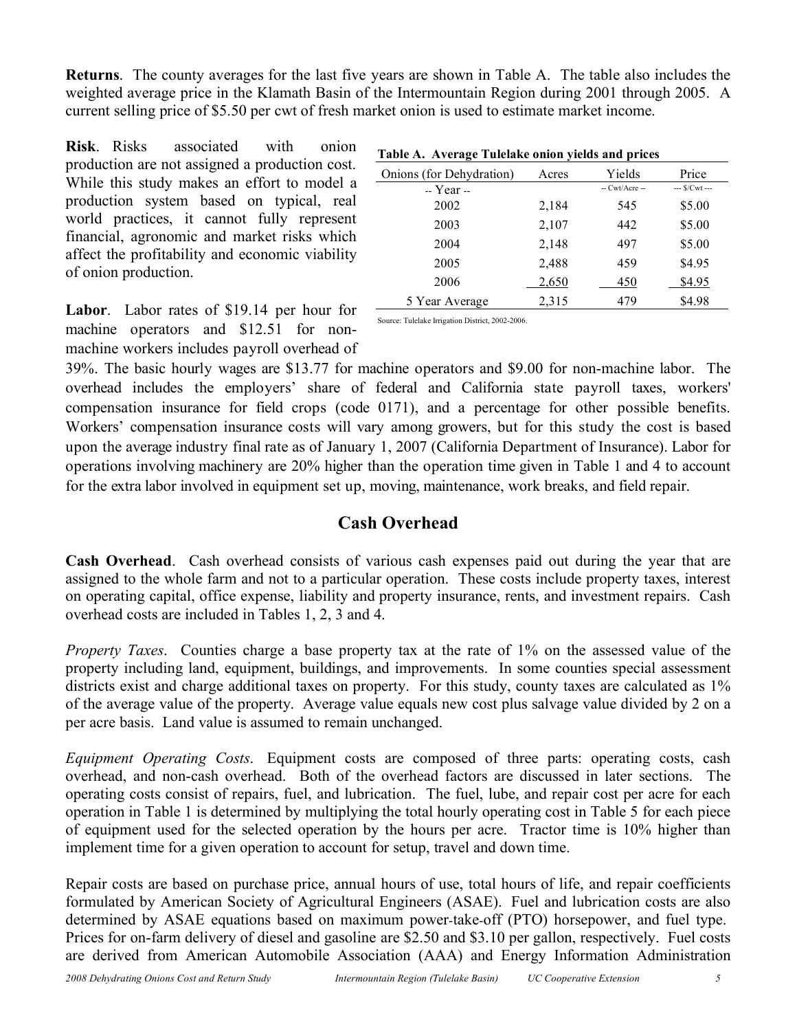**Returns**. The county averages for the last five years are shown in Table A. The table also includes the weighted average price in the Klamath Basin of the Intermountain Region during 2001 through 2005. A current selling price of $5.50 per cwt of fresh market onion is used to estimate market income.

**Risk**. Risks associated with onion production are not assigned a production cost. While this study makes an effort to model a production system based on typical, real world practices, it cannot fully represent financial, agronomic and market risks which affect the profitability and economic viability of onion production.

**Table A. Average Tulelake onion yields and prices**

| Onions (for Dehydration) | Acres | Yields | Price |
|---|---|---|---|
| -- Year -- | | -- Cwt/Acre -- | --- $/Cwt --- |
| 2002 | 2,184 | 545 | $5.00 |
| 2003 | 2,107 | 442 | $5.00 |
| 2004 | 2,148 | 497 | $5.00 |
| 2005 | 2,488 | 459 | $4.95 |
| 2006 | 2,650 | 450 | $4.95 |
| 5 Year Average | 2,315 | 479 | $4.98 |

Source: Tulelake Irrigation District, 2002-2006.

**Labor**. Labor rates of $19.14 per hour for machine operators and $12.51 for non-machine workers includes payroll overhead of 39%. The basic hourly wages are $13.77 for machine operators and $9.00 for non-machine labor. The overhead includes the employers' share of federal and California state payroll taxes, workers' compensation insurance for field crops (code 0171), and a percentage for other possible benefits. Workers' compensation insurance costs will vary among growers, but for this study the cost is based upon the average industry final rate as of January 1, 2007 (California Department of Insurance). Labor for operations involving machinery are 20% higher than the operation time given in Table 1 and 4 to account for the extra labor involved in equipment set up, moving, maintenance, work breaks, and field repair.

## Cash Overhead

**Cash Overhead**. Cash overhead consists of various cash expenses paid out during the year that are assigned to the whole farm and not to a particular operation. These costs include property taxes, interest on operating capital, office expense, liability and property insurance, rents, and investment repairs. Cash overhead costs are included in Tables 1, 2, 3 and 4.

*Property Taxes*. Counties charge a base property tax at the rate of 1% on the assessed value of the property including land, equipment, buildings, and improvements. In some counties special assessment districts exist and charge additional taxes on property. For this study, county taxes are calculated as 1% of the average value of the property. Average value equals new cost plus salvage value divided by 2 on a per acre basis. Land value is assumed to remain unchanged.

*Equipment Operating Costs*. Equipment costs are composed of three parts: operating costs, cash overhead, and non-cash overhead. Both of the overhead factors are discussed in later sections. The operating costs consist of repairs, fuel, and lubrication. The fuel, lube, and repair cost per acre for each operation in Table 1 is determined by multiplying the total hourly operating cost in Table 5 for each piece of equipment used for the selected operation by the hours per acre. Tractor time is 10% higher than implement time for a given operation to account for setup, travel and down time.

Repair costs are based on purchase price, annual hours of use, total hours of life, and repair coefficients formulated by American Society of Agricultural Engineers (ASAE). Fuel and lubrication costs are also determined by ASAE equations based on maximum power-take-off (PTO) horsepower, and fuel type. Prices for on-farm delivery of diesel and gasoline are $2.50 and $3.10 per gallon, respectively. Fuel costs are derived from American Automobile Association (AAA) and Energy Information Administration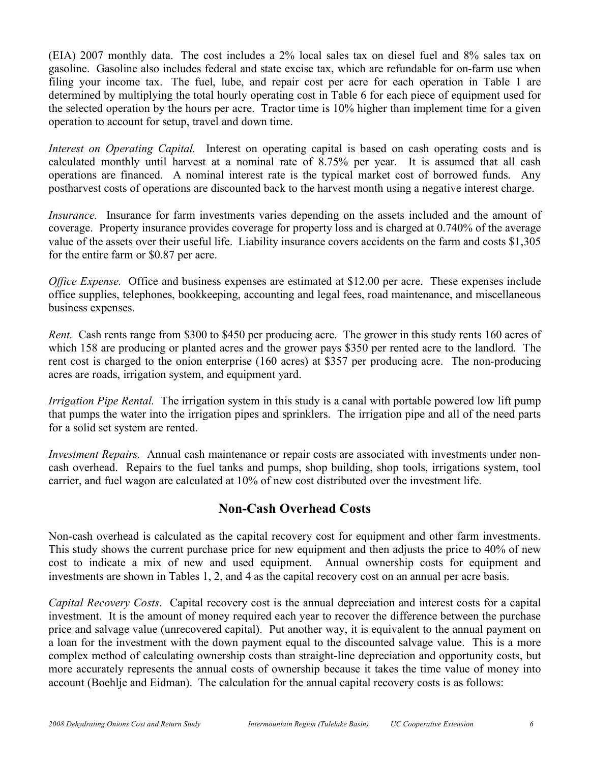(EIA) 2007 monthly data. The cost includes a 2% local sales tax on diesel fuel and 8% sales tax on gasoline. Gasoline also includes federal and state excise tax, which are refundable for on-farm use when filing your income tax. The fuel, lube, and repair cost per acre for each operation in Table 1 are determined by multiplying the total hourly operating cost in Table 6 for each piece of equipment used for the selected operation by the hours per acre. Tractor time is 10% higher than implement time for a given operation to account for setup, travel and down time.

*Interest on Operating Capital.* Interest on operating capital is based on cash operating costs and is calculated monthly until harvest at a nominal rate of 8.75% per year. It is assumed that all cash operations are financed. A nominal interest rate is the typical market cost of borrowed funds. Any postharvest costs of operations are discounted back to the harvest month using a negative interest charge.

*Insurance.* Insurance for farm investments varies depending on the assets included and the amount of coverage. Property insurance provides coverage for property loss and is charged at 0.740% of the average value of the assets over their useful life. Liability insurance covers accidents on the farm and costs $1,305 for the entire farm or $0.87 per acre.

*Office Expense.* Office and business expenses are estimated at $12.00 per acre. These expenses include office supplies, telephones, bookkeeping, accounting and legal fees, road maintenance, and miscellaneous business expenses.

*Rent.* Cash rents range from $300 to $450 per producing acre. The grower in this study rents 160 acres of which 158 are producing or planted acres and the grower pays $350 per rented acre to the landlord. The rent cost is charged to the onion enterprise (160 acres) at $357 per producing acre. The non-producing acres are roads, irrigation system, and equipment yard.

*Irrigation Pipe Rental.* The irrigation system in this study is a canal with portable powered low lift pump that pumps the water into the irrigation pipes and sprinklers. The irrigation pipe and all of the need parts for a solid set system are rented.

*Investment Repairs.* Annual cash maintenance or repair costs are associated with investments under non-cash overhead. Repairs to the fuel tanks and pumps, shop building, shop tools, irrigations system, tool carrier, and fuel wagon are calculated at 10% of new cost distributed over the investment life.

## Non-Cash Overhead Costs

Non-cash overhead is calculated as the capital recovery cost for equipment and other farm investments. This study shows the current purchase price for new equipment and then adjusts the price to 40% of new cost to indicate a mix of new and used equipment. Annual ownership costs for equipment and investments are shown in Tables 1, 2, and 4 as the capital recovery cost on an annual per acre basis.

*Capital Recovery Costs*. Capital recovery cost is the annual depreciation and interest costs for a capital investment. It is the amount of money required each year to recover the difference between the purchase price and salvage value (unrecovered capital). Put another way, it is equivalent to the annual payment on a loan for the investment with the down payment equal to the discounted salvage value. This is a more complex method of calculating ownership costs than straight-line depreciation and opportunity costs, but more accurately represents the annual costs of ownership because it takes the time value of money into account (Boehlje and Eidman). The calculation for the annual capital recovery costs is as follows: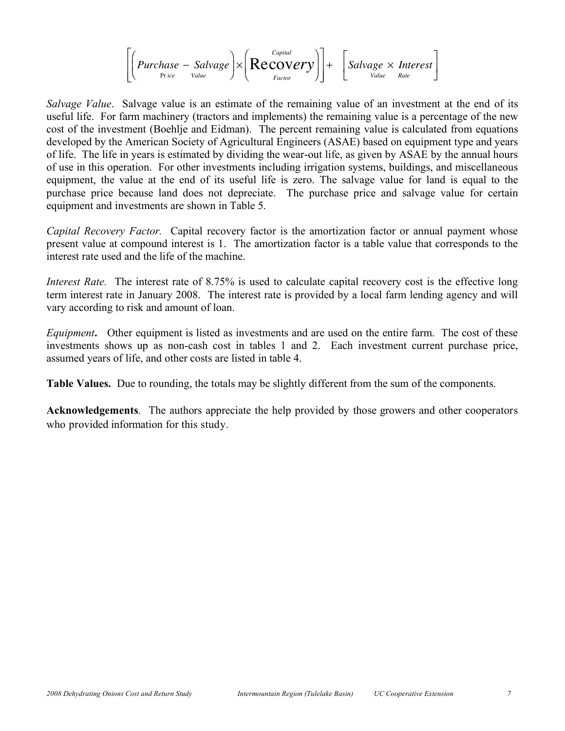$$\left[\left(\underset{\text{Price}}{Purchase} - \underset{\text{Value}}{Salvage}\right) \times \left(\underset{\text{Factor}}{\overset{\text{Capital}}{Recovery}}\right)\right] + \left[\underset{\text{Value}}{Salvage} \times \underset{\text{Rate}}{Interest}\right]$$

*Salvage Value*. Salvage value is an estimate of the remaining value of an investment at the end of its useful life. For farm machinery (tractors and implements) the remaining value is a percentage of the new cost of the investment (Boehlje and Eidman). The percent remaining value is calculated from equations developed by the American Society of Agricultural Engineers (ASAE) based on equipment type and years of life. The life in years is estimated by dividing the wear-out life, as given by ASAE by the annual hours of use in this operation. For other investments including irrigation systems, buildings, and miscellaneous equipment, the value at the end of its useful life is zero. The salvage value for land is equal to the purchase price because land does not depreciate. The purchase price and salvage value for certain equipment and investments are shown in Table 5.

*Capital Recovery Factor.* Capital recovery factor is the amortization factor or annual payment whose present value at compound interest is 1. The amortization factor is a table value that corresponds to the interest rate used and the life of the machine.

*Interest Rate.* The interest rate of 8.75% is used to calculate capital recovery cost is the effective long term interest rate in January 2008. The interest rate is provided by a local farm lending agency and will vary according to risk and amount of loan.

*Equipment***.** Other equipment is listed as investments and are used on the entire farm. The cost of these investments shows up as non-cash cost in tables 1 and 2. Each investment current purchase price, assumed years of life, and other costs are listed in table 4.

**Table Values.** Due to rounding, the totals may be slightly different from the sum of the components.

**Acknowledgements**. The authors appreciate the help provided by those growers and other cooperators who provided information for this study.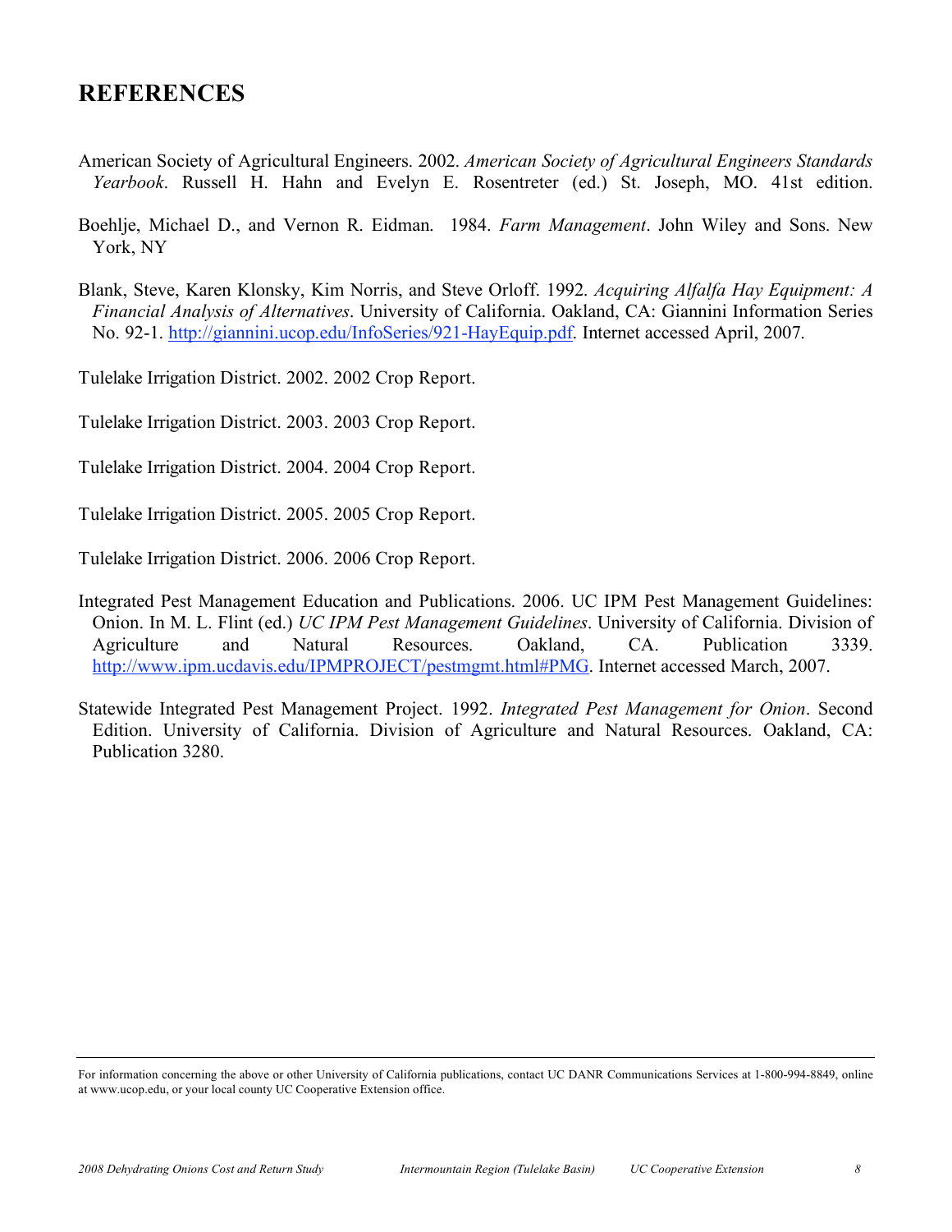## REFERENCES

American Society of Agricultural Engineers. 2002. *American Society of Agricultural Engineers Standards Yearbook*. Russell H. Hahn and Evelyn E. Rosentreter (ed.) St. Joseph, MO. 41st edition.

Boehlje, Michael D., and Vernon R. Eidman. 1984. *Farm Management*. John Wiley and Sons. New York, NY

Blank, Steve, Karen Klonsky, Kim Norris, and Steve Orloff. 1992. *Acquiring Alfalfa Hay Equipment: A Financial Analysis of Alternatives*. University of California. Oakland, CA: Giannini Information Series No. 92-1. http://giannini.ucop.edu/InfoSeries/921-HayEquip.pdf. Internet accessed April, 2007.

Tulelake Irrigation District. 2002. 2002 Crop Report.

Tulelake Irrigation District. 2003. 2003 Crop Report.

Tulelake Irrigation District. 2004. 2004 Crop Report.

Tulelake Irrigation District. 2005. 2005 Crop Report.

Tulelake Irrigation District. 2006. 2006 Crop Report.

Integrated Pest Management Education and Publications. 2006. UC IPM Pest Management Guidelines: Onion. In M. L. Flint (ed.) *UC IPM Pest Management Guidelines*. University of California. Division of Agriculture and Natural Resources. Oakland, CA. Publication 3339. http://www.ipm.ucdavis.edu/IPMPROJECT/pestmgmt.html#PMG. Internet accessed March, 2007.

Statewide Integrated Pest Management Project. 1992. *Integrated Pest Management for Onion*. Second Edition. University of California. Division of Agriculture and Natural Resources. Oakland, CA: Publication 3280.

For information concerning the above or other University of California publications, contact UC DANR Communications Services at 1-800-994-8849, online at www.ucop.edu, or your local county UC Cooperative Extension office.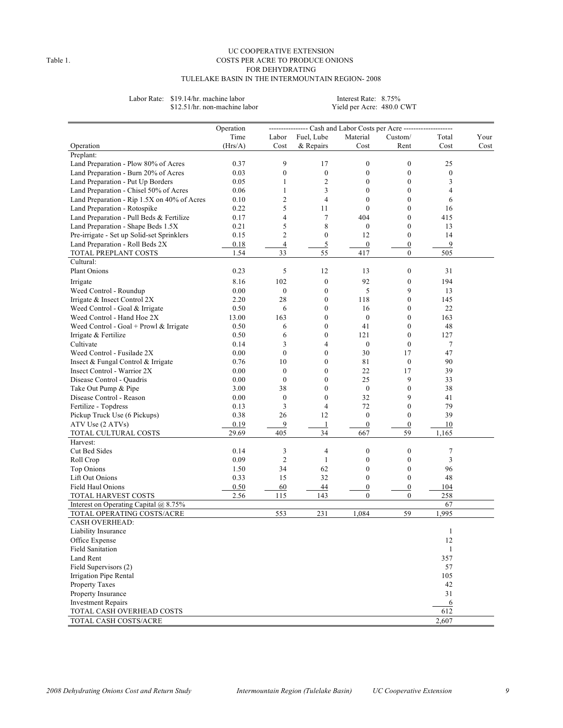Table 1.

# UC COOPERATIVE EXTENSION
## COSTS PER ACRE TO PRODUCE ONIONS FOR DEHYDRATING
## TULELAKE BASIN IN THE INTERMOUNTAIN REGION- 2008

Labor Rate: $19.14/hr. machine labor
$12.51/hr. non-machine labor

Interest Rate: 8.75%
Yield per Acre: 480.0 CWT

| Operation | Operation Time (Hrs/A) | Labor Cost | Fuel, Lube & Repairs | Material Cost | Custom/ Rent | Total Cost | Your Cost |
|---|---|---|---|---|---|---|---|
| | | ---------------- Cash and Labor Costs per Acre -------------------- | | | | | |
| Preplant: | | | | | | | |
| Land Preparation - Plow 80% of Acres | 0.37 | 9 | 17 | 0 | 0 | 25 | |
| Land Preparation - Burn 20% of Acres | 0.03 | 0 | 0 | 0 | 0 | 0 | |
| Land Preparation - Put Up Borders | 0.05 | 1 | 2 | 0 | 0 | 3 | |
| Land Preparation - Chisel 50% of Acres | 0.06 | 1 | 3 | 0 | 0 | 4 | |
| Land Preparation - Rip 1.5X on 40% of Acres | 0.10 | 2 | 4 | 0 | 0 | 6 | |
| Land Preparation - Rotospike | 0.22 | 5 | 11 | 0 | 0 | 16 | |
| Land Preparation - Pull Beds & Fertilize | 0.17 | 4 | 7 | 404 | 0 | 415 | |
| Land Preparation - Shape Beds 1.5X | 0.21 | 5 | 8 | 0 | 0 | 13 | |
| Pre-irrigate - Set up Solid-set Sprinklers | 0.15 | 2 | 0 | 12 | 0 | 14 | |
| Land Preparation - Roll Beds 2X | 0.18 | 4 | 5 | 0 | 0 | 9 | |
| TOTAL PREPLANT COSTS | 1.54 | 33 | 55 | 417 | 0 | 505 | |
| Cultural: | | | | | | | |
| Plant Onions | 0.23 | 5 | 12 | 13 | 0 | 31 | |
| Irrigate | 8.16 | 102 | 0 | 92 | 0 | 194 | |
| Weed Control - Roundup | 0.00 | 0 | 0 | 5 | 9 | 13 | |
| Irrigate & Insect Control 2X | 2.20 | 28 | 0 | 118 | 0 | 145 | |
| Weed Control - Goal & Irrigate | 0.50 | 6 | 0 | 16 | 0 | 22 | |
| Weed Control - Hand Hoe 2X | 13.00 | 163 | 0 | 0 | 0 | 163 | |
| Weed Control - Goal + Prowl & Irrigate | 0.50 | 6 | 0 | 41 | 0 | 48 | |
| Irrigate & Fertilize | 0.50 | 6 | 0 | 121 | 0 | 127 | |
| Cultivate | 0.14 | 3 | 4 | 0 | 0 | 7 | |
| Weed Control - Fusilade 2X | 0.00 | 0 | 0 | 30 | 17 | 47 | |
| Insect & Fungal Control & Irrigate | 0.76 | 10 | 0 | 81 | 0 | 90 | |
| Insect Control - Warrior 2X | 0.00 | 0 | 0 | 22 | 17 | 39 | |
| Disease Control - Quadris | 0.00 | 0 | 0 | 25 | 9 | 33 | |
| Take Out Pump & Pipe | 3.00 | 38 | 0 | 0 | 0 | 38 | |
| Disease Control - Reason | 0.00 | 0 | 0 | 32 | 9 | 41 | |
| Fertilize - Topdress | 0.13 | 3 | 4 | 72 | 0 | 79 | |
| Pickup Truck Use (6 Pickups) | 0.38 | 26 | 12 | 0 | 0 | 39 | |
| ATV Use (2 ATVs) | 0.19 | 9 | 1 | 0 | 0 | 10 | |
| TOTAL CULTURAL COSTS | 29.69 | 405 | 34 | 667 | 59 | 1,165 | |
| Harvest: | | | | | | | |
| Cut Bed Sides | 0.14 | 3 | 4 | 0 | 0 | 7 | |
| Roll Crop | 0.09 | 2 | 1 | 0 | 0 | 3 | |
| Top Onions | 1.50 | 34 | 62 | 0 | 0 | 96 | |
| Lift Out Onions | 0.33 | 15 | 32 | 0 | 0 | 48 | |
| Field Haul Onions | 0.50 | 60 | 44 | 0 | 0 | 104 | |
| TOTAL HARVEST COSTS | 2.56 | 115 | 143 | 0 | 0 | 258 | |
| Interest on Operating Capital @ 8.75% | | | | | | 67 | |
| TOTAL OPERATING COSTS/ACRE | | 553 | 231 | 1,084 | 59 | 1,995 | |
| CASH OVERHEAD: | | | | | | | |
| Liability Insurance | | | | | | 1 | |
| Office Expense | | | | | | 12 | |
| Field Sanitation | | | | | | 1 | |
| Land Rent | | | | | | 357 | |
| Field Supervisors (2) | | | | | | 57 | |
| Irrigation Pipe Rental | | | | | | 105 | |
| Property Taxes | | | | | | 42 | |
| Property Insurance | | | | | | 31 | |
| Investment Repairs | | | | | | 6 | |
| TOTAL CASH OVERHEAD COSTS | | | | | | 612 | |
| TOTAL CASH COSTS/ACRE | | | | | | 2,607 | |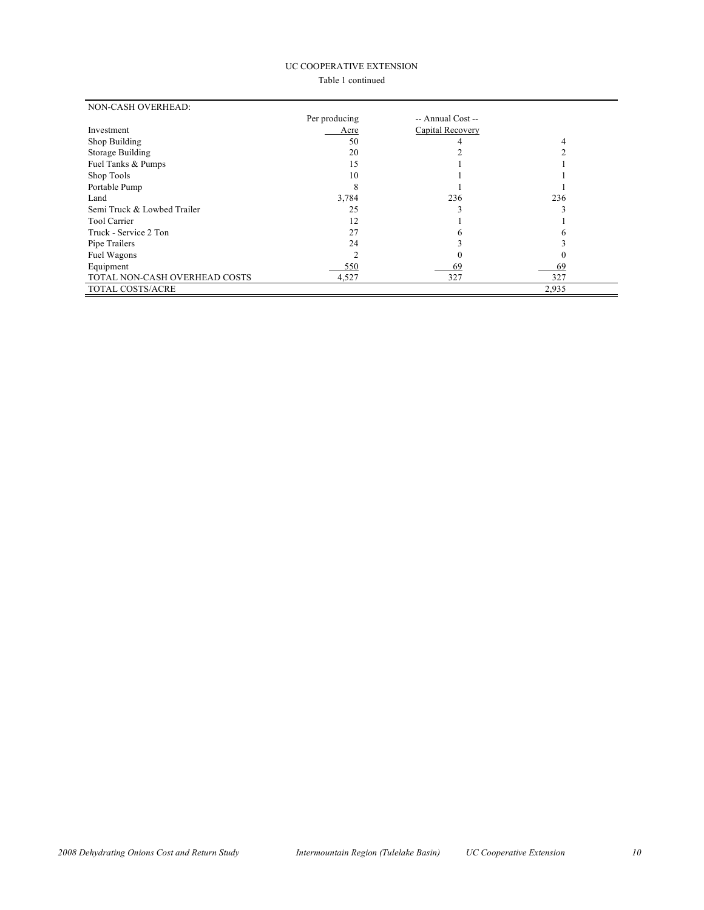UC COOPERATIVE EXTENSION

Table 1 continued

| NON-CASH OVERHEAD: | | | |
|---|---|---|---|
| | Per producing | -- Annual Cost -- | |
| Investment | Acre | Capital Recovery | |
| Shop Building | 50 | 4 | 4 |
| Storage Building | 20 | 2 | 2 |
| Fuel Tanks & Pumps | 15 | 1 | 1 |
| Shop Tools | 10 | 1 | 1 |
| Portable Pump | 8 | 1 | 1 |
| Land | 3,784 | 236 | 236 |
| Semi Truck & Lowbed Trailer | 25 | 3 | 3 |
| Tool Carrier | 12 | 1 | 1 |
| Truck - Service 2 Ton | 27 | 6 | 6 |
| Pipe Trailers | 24 | 3 | 3 |
| Fuel Wagons | 2 | 0 | 0 |
| Equipment | 550 | 69 | 69 |
| TOTAL NON-CASH OVERHEAD COSTS | 4,527 | 327 | 327 |
| TOTAL COSTS/ACRE | | | 2,935 |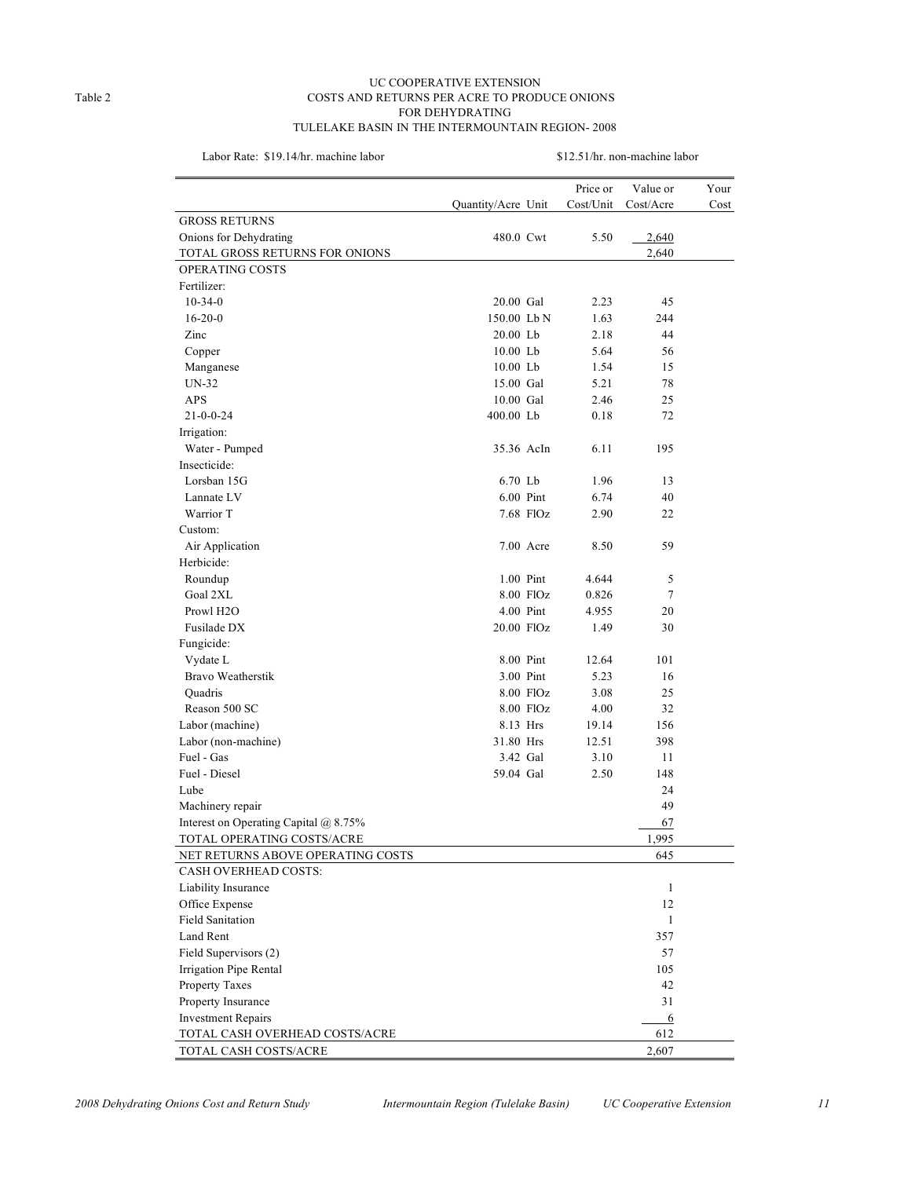Table 2

UC COOPERATIVE EXTENSION
COSTS AND RETURNS PER ACRE TO PRODUCE ONIONS
FOR DEHYDRATING
TULELAKE BASIN IN THE INTERMOUNTAIN REGION- 2008

Labor Rate: $19.14/hr. machine labor $12.51/hr. non-machine labor

| | Quantity/Acre | Unit | Price or Cost/Unit | Value or Cost/Acre | Your Cost |
|---|---|---|---|---|---|
| GROSS RETURNS | | | | | |
| Onions for Dehydrating | 480.0 | Cwt | 5.50 | 2,640 | |
| TOTAL GROSS RETURNS FOR ONIONS | | | | 2,640 | |
| OPERATING COSTS | | | | | |
| Fertilizer: | | | | | |
| 10-34-0 | 20.00 | Gal | 2.23 | 45 | |
| 16-20-0 | 150.00 | Lb N | 1.63 | 244 | |
| Zinc | 20.00 | Lb | 2.18 | 44 | |
| Copper | 10.00 | Lb | 5.64 | 56 | |
| Manganese | 10.00 | Lb | 1.54 | 15 | |
| UN-32 | 15.00 | Gal | 5.21 | 78 | |
| APS | 10.00 | Gal | 2.46 | 25 | |
| 21-0-0-24 | 400.00 | Lb | 0.18 | 72 | |
| Irrigation: | | | | | |
| Water - Pumped | 35.36 | AcIn | 6.11 | 195 | |
| Insecticide: | | | | | |
| Lorsban 15G | 6.70 | Lb | 1.96 | 13 | |
| Lannate LV | 6.00 | Pint | 6.74 | 40 | |
| Warrior T | 7.68 | FlOz | 2.90 | 22 | |
| Custom: | | | | | |
| Air Application | 7.00 | Acre | 8.50 | 59 | |
| Herbicide: | | | | | |
| Roundup | 1.00 | Pint | 4.644 | 5 | |
| Goal 2XL | 8.00 | FlOz | 0.826 | 7 | |
| Prowl H2O | 4.00 | Pint | 4.955 | 20 | |
| Fusilade DX | 20.00 | FlOz | 1.49 | 30 | |
| Fungicide: | | | | | |
| Vydate L | 8.00 | Pint | 12.64 | 101 | |
| Bravo Weatherstik | 3.00 | Pint | 5.23 | 16 | |
| Quadris | 8.00 | FlOz | 3.08 | 25 | |
| Reason 500 SC | 8.00 | FlOz | 4.00 | 32 | |
| Labor (machine) | 8.13 | Hrs | 19.14 | 156 | |
| Labor (non-machine) | 31.80 | Hrs | 12.51 | 398 | |
| Fuel - Gas | 3.42 | Gal | 3.10 | 11 | |
| Fuel - Diesel | 59.04 | Gal | 2.50 | 148 | |
| Lube | | | | 24 | |
| Machinery repair | | | | 49 | |
| Interest on Operating Capital @ 8.75% | | | | 67 | |
| TOTAL OPERATING COSTS/ACRE | | | | 1,995 | |
| NET RETURNS ABOVE OPERATING COSTS | | | | 645 | |
| CASH OVERHEAD COSTS: | | | | | |
| Liability Insurance | | | | 1 | |
| Office Expense | | | | 12 | |
| Field Sanitation | | | | 1 | |
| Land Rent | | | | 357 | |
| Field Supervisors (2) | | | | 57 | |
| Irrigation Pipe Rental | | | | 105 | |
| Property Taxes | | | | 42 | |
| Property Insurance | | | | 31 | |
| Investment Repairs | | | | 6 | |
| TOTAL CASH OVERHEAD COSTS/ACRE | | | | 612 | |
| TOTAL CASH COSTS/ACRE | | | | 2,607 | |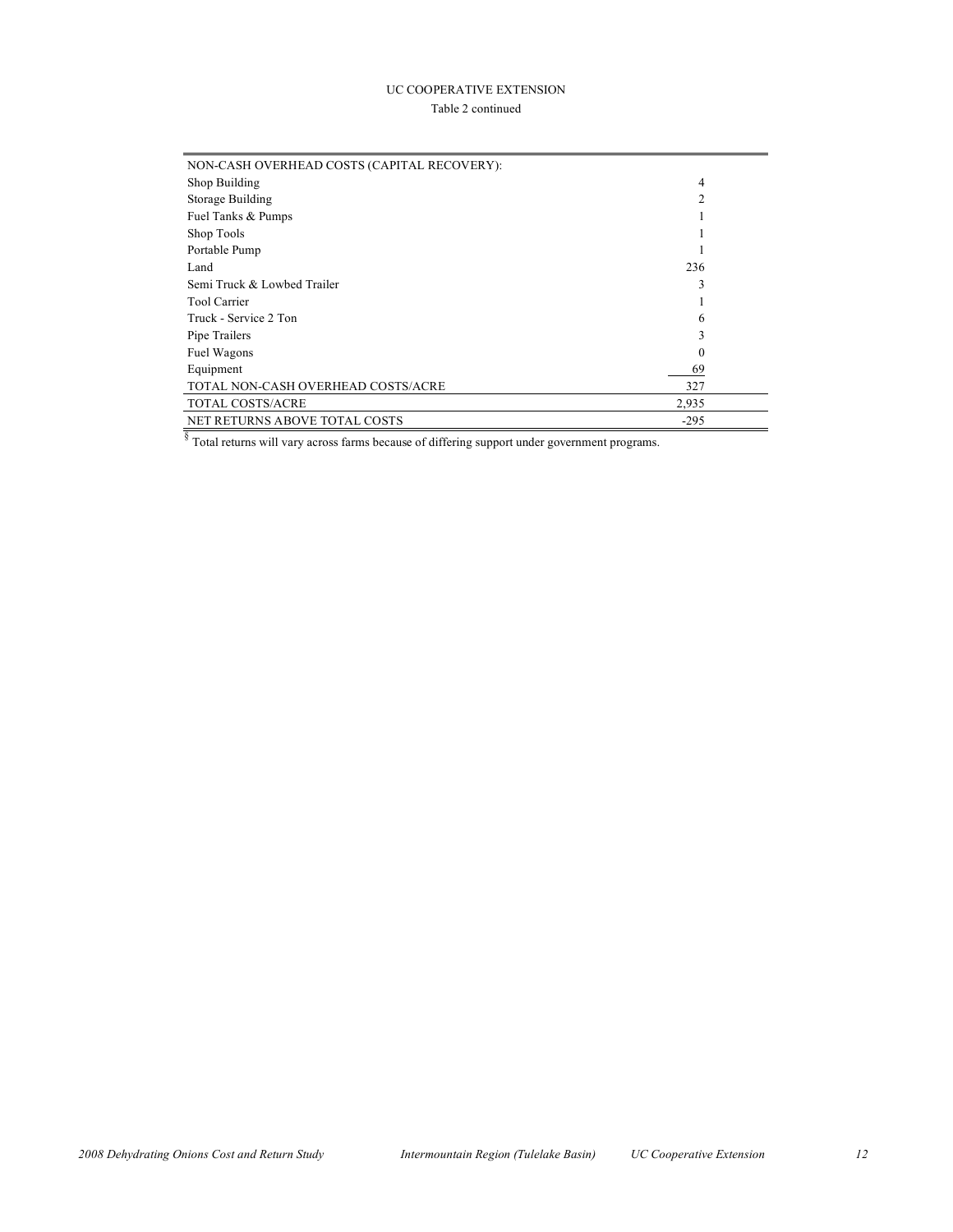UC COOPERATIVE EXTENSION

Table 2 continued

| NON-CASH OVERHEAD COSTS (CAPITAL RECOVERY): | |
|---|---|
| Shop Building | 4 |
| Storage Building | 2 |
| Fuel Tanks & Pumps | 1 |
| Shop Tools | 1 |
| Portable Pump | 1 |
| Land | 236 |
| Semi Truck & Lowbed Trailer | 3 |
| Tool Carrier | 1 |
| Truck - Service 2 Ton | 6 |
| Pipe Trailers | 3 |
| Fuel Wagons | 0 |
| Equipment | 69 |
| TOTAL NON-CASH OVERHEAD COSTS/ACRE | 327 |
| TOTAL COSTS/ACRE | 2,935 |
| NET RETURNS ABOVE TOTAL COSTS | -295 |

[§] Total returns will vary across farms because of differing support under government programs.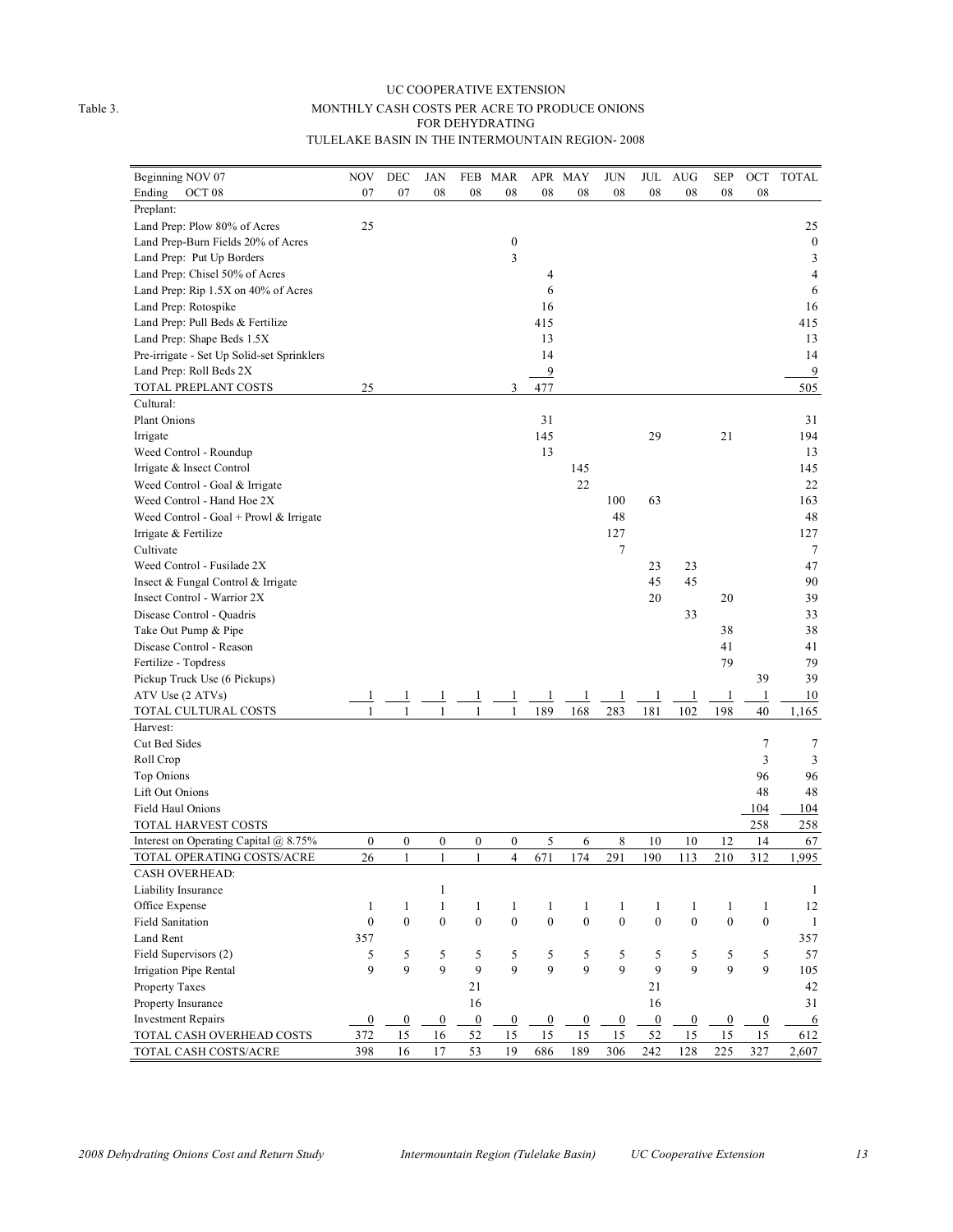Table 3.

UC COOPERATIVE EXTENSION

MONTHLY CASH COSTS PER ACRE TO PRODUCE ONIONS FOR DEHYDRATING

TULELAKE BASIN IN THE INTERMOUNTAIN REGION- 2008

| Beginning NOV 07<br>Ending OCT 08 | NOV 07 | DEC 07 | JAN 08 | FEB 08 | MAR 08 | APR 08 | MAY 08 | JUN 08 | JUL 08 | AUG 08 | SEP 08 | OCT 08 | TOTAL |
|---|---|---|---|---|---|---|---|---|---|---|---|---|---|
| Preplant: | | | | | | | | | | | | | |
| Land Prep: Plow 80% of Acres | 25 | | | | | | | | | | | | 25 |
| Land Prep-Burn Fields 20% of Acres | | | | | 0 | | | | | | | | 0 |
| Land Prep: Put Up Borders | | | | | 3 | | | | | | | | 3 |
| Land Prep: Chisel 50% of Acres | | | | | | 4 | | | | | | | 4 |
| Land Prep: Rip 1.5X on 40% of Acres | | | | | | 6 | | | | | | | 6 |
| Land Prep: Rotospike | | | | | | 16 | | | | | | | 16 |
| Land Prep: Pull Beds & Fertilize | | | | | | 415 | | | | | | | 415 |
| Land Prep: Shape Beds 1.5X | | | | | | 13 | | | | | | | 13 |
| Pre-irrigate - Set Up Solid-set Sprinklers | | | | | | 14 | | | | | | | 14 |
| Land Prep: Roll Beds 2X | | | | | | 9 | | | | | | | 9 |
| TOTAL PREPLANT COSTS | 25 | | | | 3 | 477 | | | | | | | 505 |
| Cultural: | | | | | | | | | | | | | |
| Plant Onions | | | | | | 31 | | | | | | | 31 |
| Irrigate | | | | | | 145 | | | 29 | | 21 | | 194 |
| Weed Control - Roundup | | | | | | 13 | | | | | | | 13 |
| Irrigate & Insect Control | | | | | | | 145 | | | | | | 145 |
| Weed Control - Goal & Irrigate | | | | | | | 22 | | | | | | 22 |
| Weed Control - Hand Hoe 2X | | | | | | | | 100 | 63 | | | | 163 |
| Weed Control - Goal + Prowl & Irrigate | | | | | | | | 48 | | | | | 48 |
| Irrigate & Fertilize | | | | | | | | 127 | | | | | 127 |
| Cultivate | | | | | | | | 7 | | | | | 7 |
| Weed Control - Fusilade 2X | | | | | | | | | 23 | 23 | | | 47 |
| Insect & Fungal Control & Irrigate | | | | | | | | | 45 | 45 | | | 90 |
| Insect Control - Warrior 2X | | | | | | | | | 20 | | 20 | | 39 |
| Disease Control - Quadris | | | | | | | | | | 33 | | | 33 |
| Take Out Pump & Pipe | | | | | | | | | | | 38 | | 38 |
| Disease Control - Reason | | | | | | | | | | | 41 | | 41 |
| Fertilize - Topdress | | | | | | | | | | | 79 | | 79 |
| Pickup Truck Use (6 Pickups) | | | | | | | | | | | | 39 | 39 |
| ATV Use (2 ATVs) | 1 | 1 | 1 | 1 | 1 | 1 | 1 | 1 | 1 | 1 | 1 | 1 | 10 |
| TOTAL CULTURAL COSTS | 1 | 1 | 1 | 1 | 1 | 189 | 168 | 283 | 181 | 102 | 198 | 40 | 1,165 |
| Harvest: | | | | | | | | | | | | | |
| Cut Bed Sides | | | | | | | | | | | | 7 | 7 |
| Roll Crop | | | | | | | | | | | | 3 | 3 |
| Top Onions | | | | | | | | | | | | 96 | 96 |
| Lift Out Onions | | | | | | | | | | | | 48 | 48 |
| Field Haul Onions | | | | | | | | | | | | 104 | 104 |
| TOTAL HARVEST COSTS | | | | | | | | | | | | 258 | 258 |
| Interest on Operating Capital @ 8.75% | 0 | 0 | 0 | 0 | 0 | 5 | 6 | 8 | 10 | 10 | 12 | 14 | 67 |
| TOTAL OPERATING COSTS/ACRE | 26 | 1 | 1 | 1 | 4 | 671 | 174 | 291 | 190 | 113 | 210 | 312 | 1,995 |
| CASH OVERHEAD: | | | | | | | | | | | | | |
| Liability Insurance | | | 1 | | | | | | | | | | 1 |
| Office Expense | 1 | 1 | 1 | 1 | 1 | 1 | 1 | 1 | 1 | 1 | 1 | 1 | 12 |
| Field Sanitation | 0 | 0 | 0 | 0 | 0 | 0 | 0 | 0 | 0 | 0 | 0 | 0 | 1 |
| Land Rent | 357 | | | | | | | | | | | | 357 |
| Field Supervisors (2) | 5 | 5 | 5 | 5 | 5 | 5 | 5 | 5 | 5 | 5 | 5 | 5 | 57 |
| Irrigation Pipe Rental | 9 | 9 | 9 | 9 | 9 | 9 | 9 | 9 | 9 | 9 | 9 | 9 | 105 |
| Property Taxes | | | | 21 | | | | | 21 | | | | 42 |
| Property Insurance | | | | 16 | | | | | 16 | | | | 31 |
| Investment Repairs | 0 | 0 | 0 | 0 | 0 | 0 | 0 | 0 | 0 | 0 | 0 | 0 | 6 |
| TOTAL CASH OVERHEAD COSTS | 372 | 15 | 16 | 52 | 15 | 15 | 15 | 15 | 52 | 15 | 15 | 15 | 612 |
| TOTAL CASH COSTS/ACRE | 398 | 16 | 17 | 53 | 19 | 686 | 189 | 306 | 242 | 128 | 225 | 327 | 2,607 |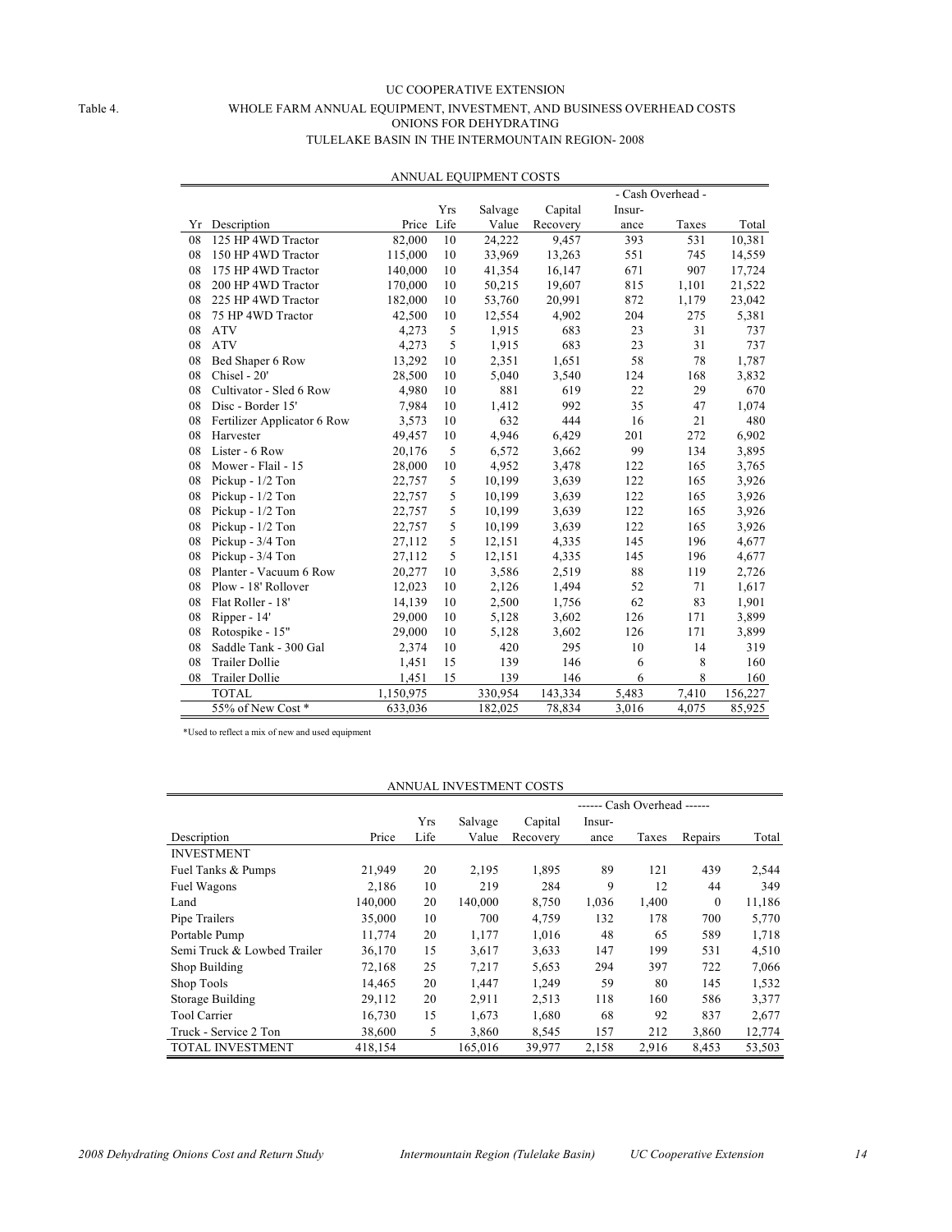UC COOPERATIVE EXTENSION

Table 4. WHOLE FARM ANNUAL EQUIPMENT, INVESTMENT, AND BUSINESS OVERHEAD COSTS
ONIONS FOR DEHYDRATING
TULELAKE BASIN IN THE INTERMOUNTAIN REGION- 2008

ANNUAL EQUIPMENT COSTS

| | | | | | | - Cash Overhead - | | |
|---|---|---|---|---|---|---|---|---|
| Yr | Description | Price | Yrs Life | Salvage Value | Capital Recovery | Insur- ance | Taxes | Total |
| 08 | 125 HP 4WD Tractor | 82,000 | 10 | 24,222 | 9,457 | 393 | 531 | 10,381 |
| 08 | 150 HP 4WD Tractor | 115,000 | 10 | 33,969 | 13,263 | 551 | 745 | 14,559 |
| 08 | 175 HP 4WD Tractor | 140,000 | 10 | 41,354 | 16,147 | 671 | 907 | 17,724 |
| 08 | 200 HP 4WD Tractor | 170,000 | 10 | 50,215 | 19,607 | 815 | 1,101 | 21,522 |
| 08 | 225 HP 4WD Tractor | 182,000 | 10 | 53,760 | 20,991 | 872 | 1,179 | 23,042 |
| 08 | 75 HP 4WD Tractor | 42,500 | 10 | 12,554 | 4,902 | 204 | 275 | 5,381 |
| 08 | ATV | 4,273 | 5 | 1,915 | 683 | 23 | 31 | 737 |
| 08 | ATV | 4,273 | 5 | 1,915 | 683 | 23 | 31 | 737 |
| 08 | Bed Shaper 6 Row | 13,292 | 10 | 2,351 | 1,651 | 58 | 78 | 1,787 |
| 08 | Chisel - 20' | 28,500 | 10 | 5,040 | 3,540 | 124 | 168 | 3,832 |
| 08 | Cultivator - Sled 6 Row | 4,980 | 10 | 881 | 619 | 22 | 29 | 670 |
| 08 | Disc - Border 15' | 7,984 | 10 | 1,412 | 992 | 35 | 47 | 1,074 |
| 08 | Fertilizer Applicator 6 Row | 3,573 | 10 | 632 | 444 | 16 | 21 | 480 |
| 08 | Harvester | 49,457 | 10 | 4,946 | 6,429 | 201 | 272 | 6,902 |
| 08 | Lister - 6 Row | 20,176 | 5 | 6,572 | 3,662 | 99 | 134 | 3,895 |
| 08 | Mower - Flail - 15 | 28,000 | 10 | 4,952 | 3,478 | 122 | 165 | 3,765 |
| 08 | Pickup - 1/2 Ton | 22,757 | 5 | 10,199 | 3,639 | 122 | 165 | 3,926 |
| 08 | Pickup - 1/2 Ton | 22,757 | 5 | 10,199 | 3,639 | 122 | 165 | 3,926 |
| 08 | Pickup - 1/2 Ton | 22,757 | 5 | 10,199 | 3,639 | 122 | 165 | 3,926 |
| 08 | Pickup - 1/2 Ton | 22,757 | 5 | 10,199 | 3,639 | 122 | 165 | 3,926 |
| 08 | Pickup - 3/4 Ton | 27,112 | 5 | 12,151 | 4,335 | 145 | 196 | 4,677 |
| 08 | Pickup - 3/4 Ton | 27,112 | 5 | 12,151 | 4,335 | 145 | 196 | 4,677 |
| 08 | Planter - Vacuum 6 Row | 20,277 | 10 | 3,586 | 2,519 | 88 | 119 | 2,726 |
| 08 | Plow - 18' Rollover | 12,023 | 10 | 2,126 | 1,494 | 52 | 71 | 1,617 |
| 08 | Flat Roller - 18' | 14,139 | 10 | 2,500 | 1,756 | 62 | 83 | 1,901 |
| 08 | Ripper - 14' | 29,000 | 10 | 5,128 | 3,602 | 126 | 171 | 3,899 |
| 08 | Rotospike - 15" | 29,000 | 10 | 5,128 | 3,602 | 126 | 171 | 3,899 |
| 08 | Saddle Tank - 300 Gal | 2,374 | 10 | 420 | 295 | 10 | 14 | 319 |
| 08 | Trailer Dollie | 1,451 | 15 | 139 | 146 | 6 | 8 | 160 |
| 08 | Trailer Dollie | 1,451 | 15 | 139 | 146 | 6 | 8 | 160 |
| | TOTAL | 1,150,975 | | 330,954 | 143,334 | 5,483 | 7,410 | 156,227 |
| | 55% of New Cost * | 633,036 | | 182,025 | 78,834 | 3,016 | 4,075 | 85,925 |

*Used to reflect a mix of new and used equipment

ANNUAL INVESTMENT COSTS

| | | | | | ------ Cash Overhead ------ | | | |
|---|---|---|---|---|---|---|---|---|
| Description | Price | Yrs Life | Salvage Value | Capital Recovery | Insur- ance | Taxes | Repairs | Total |
| INVESTMENT | | | | | | | | |
| Fuel Tanks & Pumps | 21,949 | 20 | 2,195 | 1,895 | 89 | 121 | 439 | 2,544 |
| Fuel Wagons | 2,186 | 10 | 219 | 284 | 9 | 12 | 44 | 349 |
| Land | 140,000 | 20 | 140,000 | 8,750 | 1,036 | 1,400 | 0 | 11,186 |
| Pipe Trailers | 35,000 | 10 | 700 | 4,759 | 132 | 178 | 700 | 5,770 |
| Portable Pump | 11,774 | 20 | 1,177 | 1,016 | 48 | 65 | 589 | 1,718 |
| Semi Truck & Lowbed Trailer | 36,170 | 15 | 3,617 | 3,633 | 147 | 199 | 531 | 4,510 |
| Shop Building | 72,168 | 25 | 7,217 | 5,653 | 294 | 397 | 722 | 7,066 |
| Shop Tools | 14,465 | 20 | 1,447 | 1,249 | 59 | 80 | 145 | 1,532 |
| Storage Building | 29,112 | 20 | 2,911 | 2,513 | 118 | 160 | 586 | 3,377 |
| Tool Carrier | 16,730 | 15 | 1,673 | 1,680 | 68 | 92 | 837 | 2,677 |
| Truck - Service 2 Ton | 38,600 | 5 | 3,860 | 8,545 | 157 | 212 | 3,860 | 12,774 |
| TOTAL INVESTMENT | 418,154 | | 165,016 | 39,977 | 2,158 | 2,916 | 8,453 | 53,503 |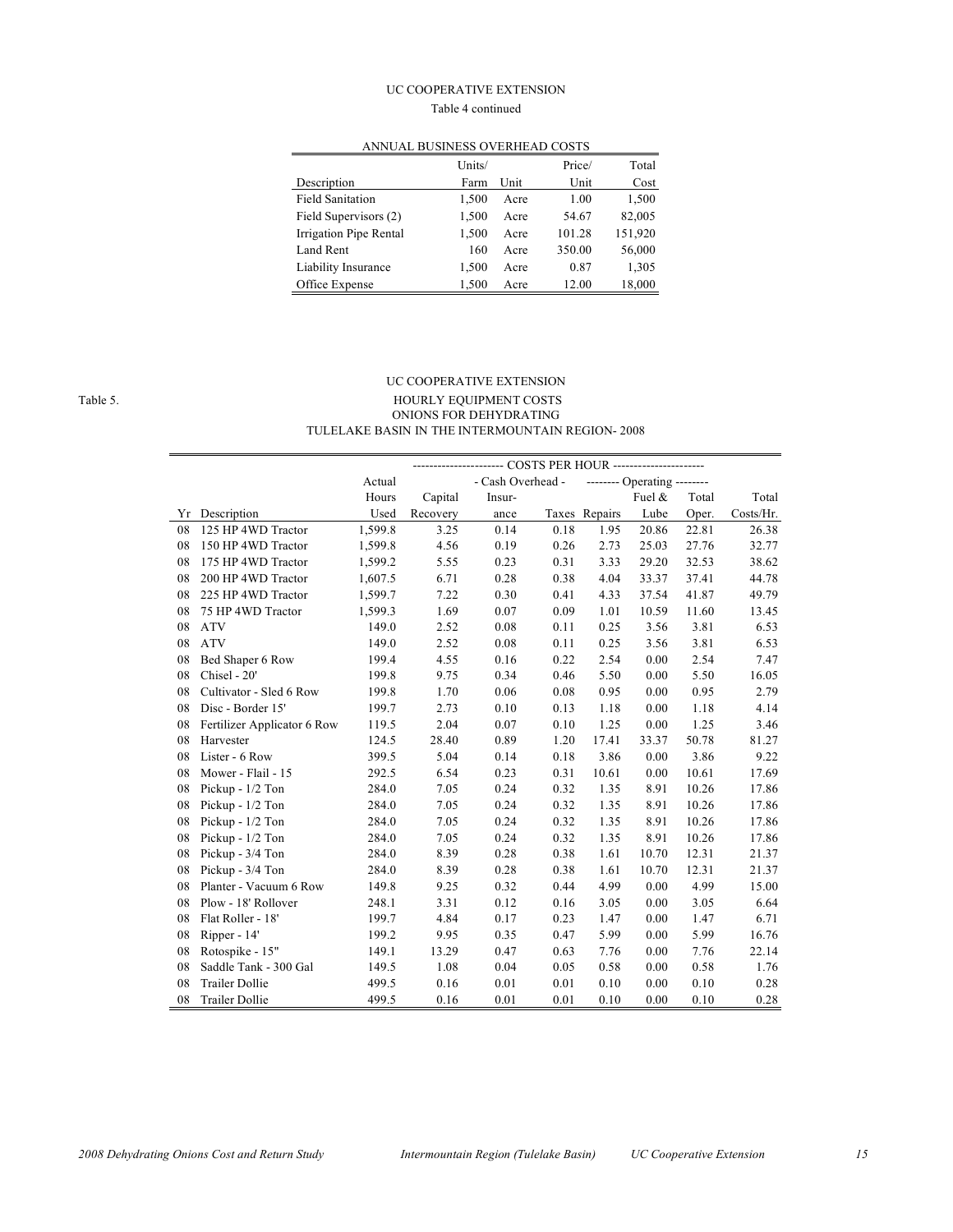UC COOPERATIVE EXTENSION

Table 4 continued

ANNUAL BUSINESS OVERHEAD COSTS

| Description | Units/ Farm | Unit | Price/ Unit | Total Cost |
|---|---|---|---|---|
| Field Sanitation | 1,500 | Acre | 1.00 | 1,500 |
| Field Supervisors (2) | 1,500 | Acre | 54.67 | 82,005 |
| Irrigation Pipe Rental | 1,500 | Acre | 101.28 | 151,920 |
| Land Rent | 160 | Acre | 350.00 | 56,000 |
| Liability Insurance | 1,500 | Acre | 0.87 | 1,305 |
| Office Expense | 1,500 | Acre | 12.00 | 18,000 |

UC COOPERATIVE EXTENSION

Table 5. HOURLY EQUIPMENT COSTS
ONIONS FOR DEHYDRATING
TULELAKE BASIN IN THE INTERMOUNTAIN REGION- 2008

| | | | COSTS PER HOUR | | | | | | |
|---|---|---|---|---|---|---|---|---|---|
| | | Actual | | - Cash Overhead - | | -------- Operating -------- | | | |
| Yr | Description | Hours Used | Capital Recovery | Insur- ance | Taxes | Repairs | Fuel & Lube | Total Oper. | Total Costs/Hr. |
| 08 | 125 HP 4WD Tractor | 1,599.8 | 3.25 | 0.14 | 0.18 | 1.95 | 20.86 | 22.81 | 26.38 |
| 08 | 150 HP 4WD Tractor | 1,599.8 | 4.56 | 0.19 | 0.26 | 2.73 | 25.03 | 27.76 | 32.77 |
| 08 | 175 HP 4WD Tractor | 1,599.2 | 5.55 | 0.23 | 0.31 | 3.33 | 29.20 | 32.53 | 38.62 |
| 08 | 200 HP 4WD Tractor | 1,607.5 | 6.71 | 0.28 | 0.38 | 4.04 | 33.37 | 37.41 | 44.78 |
| 08 | 225 HP 4WD Tractor | 1,599.7 | 7.22 | 0.30 | 0.41 | 4.33 | 37.54 | 41.87 | 49.79 |
| 08 | 75 HP 4WD Tractor | 1,599.3 | 1.69 | 0.07 | 0.09 | 1.01 | 10.59 | 11.60 | 13.45 |
| 08 | ATV | 149.0 | 2.52 | 0.08 | 0.11 | 0.25 | 3.56 | 3.81 | 6.53 |
| 08 | ATV | 149.0 | 2.52 | 0.08 | 0.11 | 0.25 | 3.56 | 3.81 | 6.53 |
| 08 | Bed Shaper 6 Row | 199.4 | 4.55 | 0.16 | 0.22 | 2.54 | 0.00 | 2.54 | 7.47 |
| 08 | Chisel - 20' | 199.8 | 9.75 | 0.34 | 0.46 | 5.50 | 0.00 | 5.50 | 16.05 |
| 08 | Cultivator - Sled 6 Row | 199.8 | 1.70 | 0.06 | 0.08 | 0.95 | 0.00 | 0.95 | 2.79 |
| 08 | Disc - Border 15' | 199.7 | 2.73 | 0.10 | 0.13 | 1.18 | 0.00 | 1.18 | 4.14 |
| 08 | Fertilizer Applicator 6 Row | 119.5 | 2.04 | 0.07 | 0.10 | 1.25 | 0.00 | 1.25 | 3.46 |
| 08 | Harvester | 124.5 | 28.40 | 0.89 | 1.20 | 17.41 | 33.37 | 50.78 | 81.27 |
| 08 | Lister - 6 Row | 399.5 | 5.04 | 0.14 | 0.18 | 3.86 | 0.00 | 3.86 | 9.22 |
| 08 | Mower - Flail - 15 | 292.5 | 6.54 | 0.23 | 0.31 | 10.61 | 0.00 | 10.61 | 17.69 |
| 08 | Pickup - 1/2 Ton | 284.0 | 7.05 | 0.24 | 0.32 | 1.35 | 8.91 | 10.26 | 17.86 |
| 08 | Pickup - 1/2 Ton | 284.0 | 7.05 | 0.24 | 0.32 | 1.35 | 8.91 | 10.26 | 17.86 |
| 08 | Pickup - 1/2 Ton | 284.0 | 7.05 | 0.24 | 0.32 | 1.35 | 8.91 | 10.26 | 17.86 |
| 08 | Pickup - 1/2 Ton | 284.0 | 7.05 | 0.24 | 0.32 | 1.35 | 8.91 | 10.26 | 17.86 |
| 08 | Pickup - 3/4 Ton | 284.0 | 8.39 | 0.28 | 0.38 | 1.61 | 10.70 | 12.31 | 21.37 |
| 08 | Pickup - 3/4 Ton | 284.0 | 8.39 | 0.28 | 0.38 | 1.61 | 10.70 | 12.31 | 21.37 |
| 08 | Planter - Vacuum 6 Row | 149.8 | 9.25 | 0.32 | 0.44 | 4.99 | 0.00 | 4.99 | 15.00 |
| 08 | Plow - 18' Rollover | 248.1 | 3.31 | 0.12 | 0.16 | 3.05 | 0.00 | 3.05 | 6.64 |
| 08 | Flat Roller - 18' | 199.7 | 4.84 | 0.17 | 0.23 | 1.47 | 0.00 | 1.47 | 6.71 |
| 08 | Ripper - 14' | 199.2 | 9.95 | 0.35 | 0.47 | 5.99 | 0.00 | 5.99 | 16.76 |
| 08 | Rotospike - 15" | 149.1 | 13.29 | 0.47 | 0.63 | 7.76 | 0.00 | 7.76 | 22.14 |
| 08 | Saddle Tank - 300 Gal | 149.5 | 1.08 | 0.04 | 0.05 | 0.58 | 0.00 | 0.58 | 1.76 |
| 08 | Trailer Dollie | 499.5 | 0.16 | 0.01 | 0.01 | 0.10 | 0.00 | 0.10 | 0.28 |
| 08 | Trailer Dollie | 499.5 | 0.16 | 0.01 | 0.01 | 0.10 | 0.00 | 0.10 | 0.28 |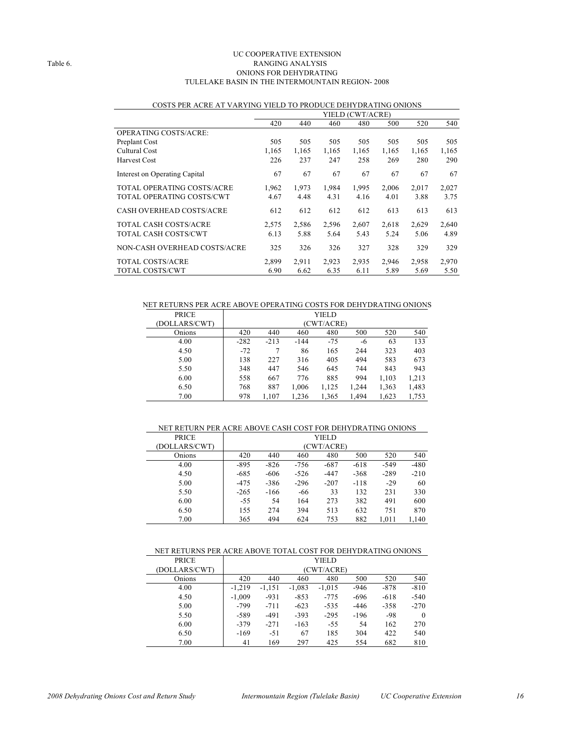Table 6.

# UC COOPERATIVE EXTENSION
## RANGING ANALYSIS
## ONIONS FOR DEHYDRATING
## TULELAKE BASIN IN THE INTERMOUNTAIN REGION- 2008

COSTS PER ACRE AT VARYING YIELD TO PRODUCE DEHYDRATING ONIONS

| | YIELD (CWT/ACRE) | | | | | | |
|---|---|---|---|---|---|---|---|
| | 420 | 440 | 460 | 480 | 500 | 520 | 540 |
| OPERATING COSTS/ACRE: | | | | | | | |
| Preplant Cost | 505 | 505 | 505 | 505 | 505 | 505 | 505 |
| Cultural Cost | 1,165 | 1,165 | 1,165 | 1,165 | 1,165 | 1,165 | 1,165 |
| Harvest Cost | 226 | 237 | 247 | 258 | 269 | 280 | 290 |
| Interest on Operating Capital | 67 | 67 | 67 | 67 | 67 | 67 | 67 |
| TOTAL OPERATING COSTS/ACRE | 1,962 | 1,973 | 1,984 | 1,995 | 2,006 | 2,017 | 2,027 |
| TOTAL OPERATING COSTS/CWT | 4.67 | 4.48 | 4.31 | 4.16 | 4.01 | 3.88 | 3.75 |
| CASH OVERHEAD COSTS/ACRE | 612 | 612 | 612 | 612 | 613 | 613 | 613 |
| TOTAL CASH COSTS/ACRE | 2,575 | 2,586 | 2,596 | 2,607 | 2,618 | 2,629 | 2,640 |
| TOTAL CASH COSTS/CWT | 6.13 | 5.88 | 5.64 | 5.43 | 5.24 | 5.06 | 4.89 |
| NON-CASH OVERHEAD COSTS/ACRE | 325 | 326 | 326 | 327 | 328 | 329 | 329 |
| TOTAL COSTS/ACRE | 2,899 | 2,911 | 2,923 | 2,935 | 2,946 | 2,958 | 2,970 |
| TOTAL COSTS/CWT | 6.90 | 6.62 | 6.35 | 6.11 | 5.89 | 5.69 | 5.50 |

NET RETURNS PER ACRE ABOVE OPERATING COSTS FOR DEHYDRATING ONIONS

| PRICE (DOLLARS/CWT) | YIELD (CWT/ACRE) | | | | | | |
|---|---|---|---|---|---|---|---|
| Onions | 420 | 440 | 460 | 480 | 500 | 520 | 540 |
| 4.00 | -282 | -213 | -144 | -75 | -6 | 63 | 133 |
| 4.50 | -72 | 7 | 86 | 165 | 244 | 323 | 403 |
| 5.00 | 138 | 227 | 316 | 405 | 494 | 583 | 673 |
| 5.50 | 348 | 447 | 546 | 645 | 744 | 843 | 943 |
| 6.00 | 558 | 667 | 776 | 885 | 994 | 1,103 | 1,213 |
| 6.50 | 768 | 887 | 1,006 | 1,125 | 1,244 | 1,363 | 1,483 |
| 7.00 | 978 | 1,107 | 1,236 | 1,365 | 1,494 | 1,623 | 1,753 |

NET RETURN PER ACRE ABOVE CASH COST FOR DEHYDRATING ONIONS

| PRICE (DOLLARS/CWT) | YIELD (CWT/ACRE) | | | | | | |
|---|---|---|---|---|---|---|---|
| Onions | 420 | 440 | 460 | 480 | 500 | 520 | 540 |
| 4.00 | -895 | -826 | -756 | -687 | -618 | -549 | -480 |
| 4.50 | -685 | -606 | -526 | -447 | -368 | -289 | -210 |
| 5.00 | -475 | -386 | -296 | -207 | -118 | -29 | 60 |
| 5.50 | -265 | -166 | -66 | 33 | 132 | 231 | 330 |
| 6.00 | -55 | 54 | 164 | 273 | 382 | 491 | 600 |
| 6.50 | 155 | 274 | 394 | 513 | 632 | 751 | 870 |
| 7.00 | 365 | 494 | 624 | 753 | 882 | 1,011 | 1,140 |

NET RETURNS PER ACRE ABOVE TOTAL COST FOR DEHYDRATING ONIONS

| PRICE (DOLLARS/CWT) | YIELD (CWT/ACRE) | | | | | | |
|---|---|---|---|---|---|---|---|
| Onions | 420 | 440 | 460 | 480 | 500 | 520 | 540 |
| 4.00 | -1,219 | -1,151 | -1,083 | -1,015 | -946 | -878 | -810 |
| 4.50 | -1,009 | -931 | -853 | -775 | -696 | -618 | -540 |
| 5.00 | -799 | -711 | -623 | -535 | -446 | -358 | -270 |
| 5.50 | -589 | -491 | -393 | -295 | -196 | -98 | 0 |
| 6.00 | -379 | -271 | -163 | -55 | 54 | 162 | 270 |
| 6.50 | -169 | -51 | 67 | 185 | 304 | 422 | 540 |
| 7.00 | 41 | 169 | 297 | 425 | 554 | 682 | 810 |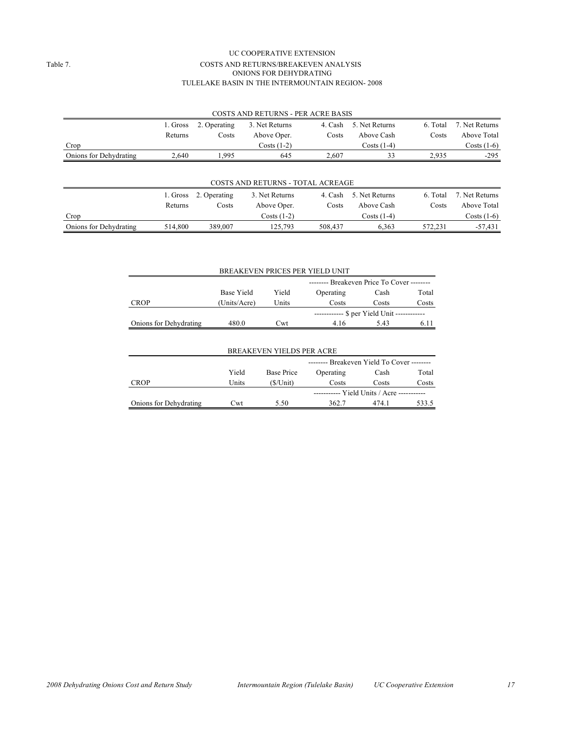UC COOPERATIVE EXTENSION

Table 7.

# COSTS AND RETURNS/BREAKEVEN ANALYSIS
## ONIONS FOR DEHYDRATING
## TULELAKE BASIN IN THE INTERMOUNTAIN REGION- 2008

COSTS AND RETURNS - PER ACRE BASIS

| Crop | 1. Gross Returns | 2. Operating Costs | 3. Net Returns Above Oper. Costs (1-2) | 4. Cash Costs | 5. Net Returns Above Cash Costs (1-4) | 6. Total Costs | 7. Net Returns Above Total Costs (1-6) |
|---|---|---|---|---|---|---|---|
| Onions for Dehydrating | 2,640 | 1,995 | 645 | 2,607 | 33 | 2,935 | -295 |

COSTS AND RETURNS - TOTAL ACREAGE

| Crop | 1. Gross Returns | 2. Operating Costs | 3. Net Returns Above Oper. Costs (1-2) | 4. Cash Costs | 5. Net Returns Above Cash Costs (1-4) | 6. Total Costs | 7. Net Returns Above Total Costs (1-6) |
|---|---|---|---|---|---|---|---|
| Onions for Dehydrating | 514,800 | 389,007 | 125,793 | 508,437 | 6,363 | 572,231 | -57,431 |

BREAKEVEN PRICES PER YIELD UNIT

| | | | -------- Breakeven Price To Cover -------- | | |
|---|---|---|---|---|---|
| CROP | Base Yield (Units/Acre) | Yield Units | Operating Costs | Cash Costs | Total Costs |
| | | | ------------ $ per Yield Unit ------------ | | |
| Onions for Dehydrating | 480.0 | Cwt | 4.16 | 5.43 | 6.11 |

BREAKEVEN YIELDS PER ACRE

| | | | -------- Breakeven Yield To Cover -------- | | |
|---|---|---|---|---|---|
| CROP | Yield Units | Base Price ($/Unit) | Operating Costs | Cash Costs | Total Costs |
| | | | ----------- Yield Units / Acre ----------- | | |
| Onions for Dehydrating | Cwt | 5.50 | 362.7 | 474.1 | 533.5 |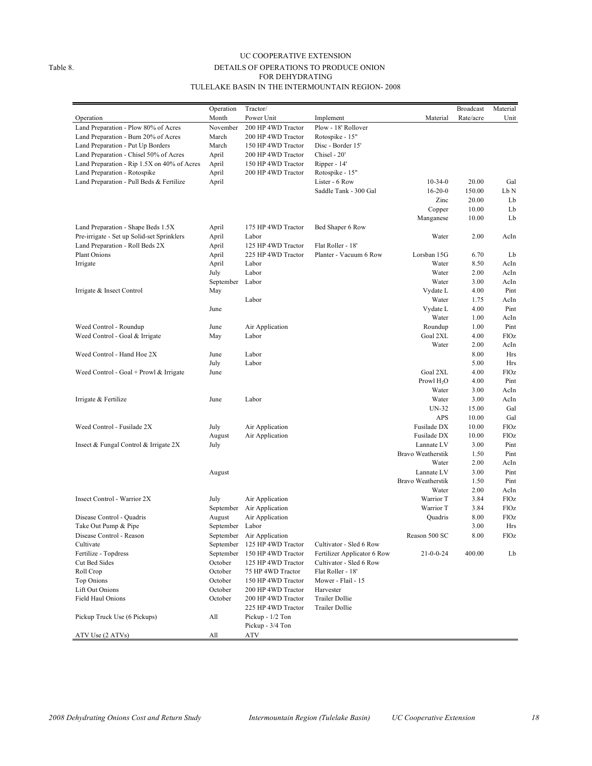UC COOPERATIVE EXTENSION

Table 8. DETAILS OF OPERATIONS TO PRODUCE ONION FOR DEHYDRATING TULELAKE BASIN IN THE INTERMOUNTAIN REGION- 2008

| Operation | Operation Month | Tractor/ Power Unit | Implement | Material | Broadcast Rate/acre | Material Unit |
|---|---|---|---|---|---|---|
| Land Preparation - Plow 80% of Acres | November | 200 HP 4WD Tractor | Plow - 18' Rollover | | | |
| Land Preparation - Burn 20% of Acres | March | 200 HP 4WD Tractor | Rotospike - 15" | | | |
| Land Preparation - Put Up Borders | March | 150 HP 4WD Tractor | Disc - Border 15' | | | |
| Land Preparation - Chisel 50% of Acres | April | 200 HP 4WD Tractor | Chisel - 20' | | | |
| Land Preparation - Rip 1.5X on 40% of Acres | April | 150 HP 4WD Tractor | Ripper - 14' | | | |
| Land Preparation - Rotospike | April | 200 HP 4WD Tractor | Rotospike - 15" | | | |
| Land Preparation - Pull Beds & Fertilize | April | | Lister - 6 Row | 10-34-0 | 20.00 | Gal |
| | | | Saddle Tank - 300 Gal | 16-20-0 | 150.00 | Lb N |
| | | | | Zinc | 20.00 | Lb |
| | | | | Copper | 10.00 | Lb |
| | | | | Manganese | 10.00 | Lb |
| Land Preparation - Shape Beds 1.5X | April | 175 HP 4WD Tractor | Bed Shaper 6 Row | | | |
| Pre-irrigate - Set up Solid-set Sprinklers | April | Labor | | Water | 2.00 | AcIn |
| Land Preparation - Roll Beds 2X | April | 125 HP 4WD Tractor | Flat Roller - 18' | | | |
| Plant Onions | April | 225 HP 4WD Tractor | Planter - Vacuum 6 Row | Lorsban 15G | 6.70 | Lb |
| Irrigate | April | Labor | | Water | 8.50 | AcIn |
| | July | Labor | | Water | 2.00 | AcIn |
| | September | Labor | | Water | 3.00 | AcIn |
| Irrigate & Insect Control | May | | | Vydate L | 4.00 | Pint |
| | | Labor | | Water | 1.75 | AcIn |
| | June | | | Vydate L | 4.00 | Pint |
| | | | | Water | 1.00 | AcIn |
| Weed Control - Roundup | June | Air Application | | Roundup | 1.00 | Pint |
| Weed Control - Goal & Irrigate | May | Labor | | Goal 2XL | 4.00 | FlOz |
| | | | | Water | 2.00 | AcIn |
| Weed Control - Hand Hoe 2X | June | Labor | | | 8.00 | Hrs |
| | July | Labor | | | 5.00 | Hrs |
| Weed Control - Goal + Prowl & Irrigate | June | | | Goal 2XL | 4.00 | FlOz |
| | | | | Prowl $H_2O$ | 4.00 | Pint |
| | | | | Water | 3.00 | AcIn |
| Irrigate & Fertilize | June | Labor | | Water | 3.00 | AcIn |
| | | | | UN-32 | 15.00 | Gal |
| | | | | APS | 10.00 | Gal |
| Weed Control - Fusilade 2X | July | Air Application | | Fusilade DX | 10.00 | FlOz |
| | August | Air Application | | Fusilade DX | 10.00 | FlOz |
| Insect & Fungal Control & Irrigate 2X | July | | | Lannate LV | 3.00 | Pint |
| | | | | Bravo Weatherstik | 1.50 | Pint |
| | | | | Water | 2.00 | AcIn |
| | August | | | Lannate LV | 3.00 | Pint |
| | | | | Bravo Weatherstik | 1.50 | Pint |
| | | | | Water | 2.00 | AcIn |
| Insect Control - Warrior 2X | July | Air Application | | Warrior T | 3.84 | FlOz |
| | September | Air Application | | Warrior T | 3.84 | FlOz |
| Disease Control - Quadris | August | Air Application | | Quadris | 8.00 | FlOz |
| Take Out Pump & Pipe | September | Labor | | | 3.00 | Hrs |
| Disease Control - Reason | September | Air Application | | Reason 500 SC | 8.00 | FlOz |
| Cultivate | September | 125 HP 4WD Tractor | Cultivator - Sled 6 Row | | | |
| Fertilize - Topdress | September | 150 HP 4WD Tractor | Fertilizer Applicator 6 Row | 21-0-0-24 | 400.00 | Lb |
| Cut Bed Sides | October | 125 HP 4WD Tractor | Cultivator - Sled 6 Row | | | |
| Roll Crop | October | 75 HP 4WD Tractor | Flat Roller - 18' | | | |
| Top Onions | October | 150 HP 4WD Tractor | Mower - Flail - 15 | | | |
| Lift Out Onions | October | 200 HP 4WD Tractor | Harvester | | | |
| Field Haul Onions | October | 200 HP 4WD Tractor | Trailer Dollie | | | |
| | | 225 HP 4WD Tractor | Trailer Dollie | | | |
| Pickup Truck Use (6 Pickups) | All | Pickup - 1/2 Ton | | | | |
| | | Pickup - 3/4 Ton | | | | |
| ATV Use (2 ATVs) | All | ATV | | | | |